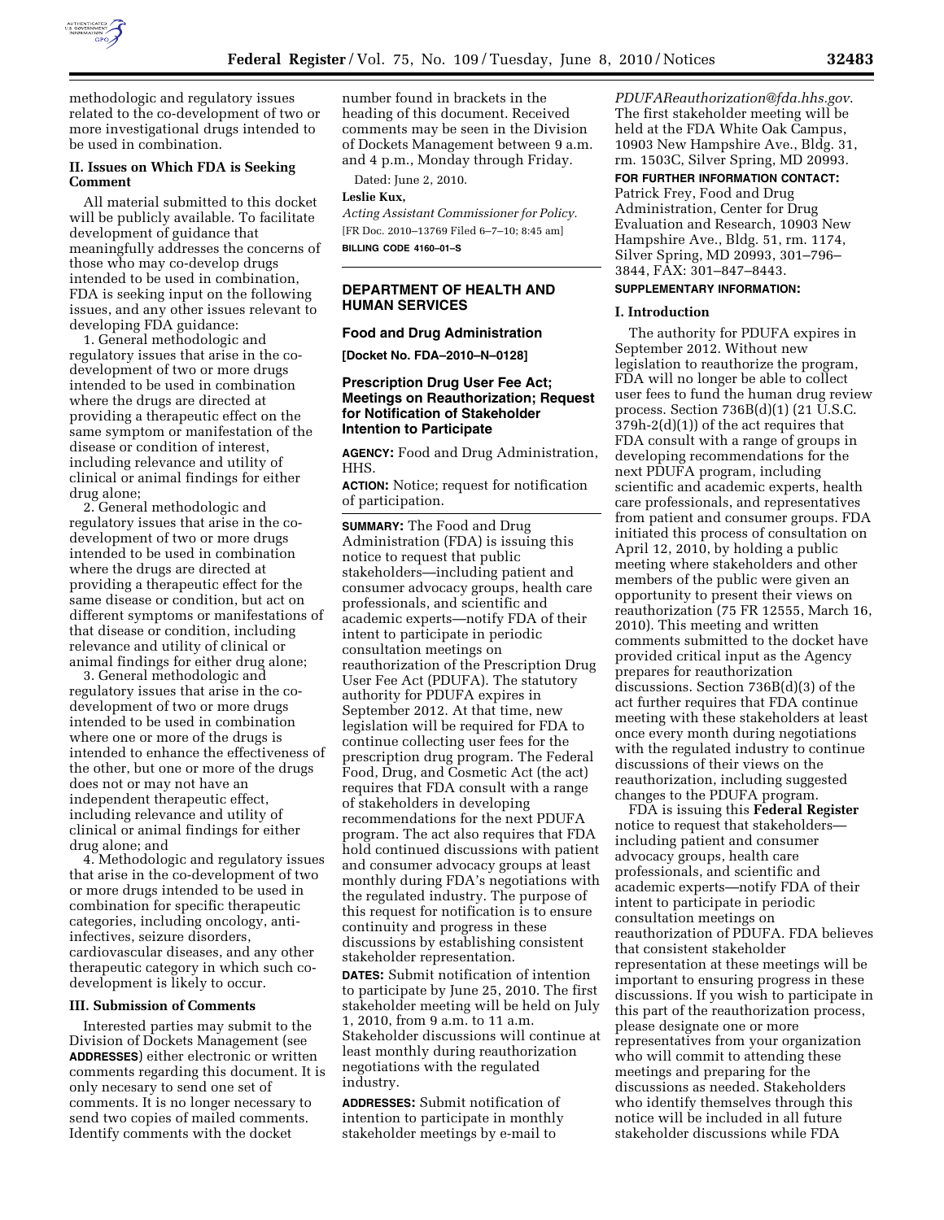methodologic and regulatory issues related to the co-development of two or more investigational drugs intended to be used in combination.

## II. Issues on Which FDA is Seeking Comment

All material submitted to this docket will be publicly available. To facilitate development of guidance that meaningfully addresses the concerns of those who may co-develop drugs intended to be used in combination, FDA is seeking input on the following issues, and any other issues relevant to developing FDA guidance:

1. General methodologic and regulatory issues that arise in the co-development of two or more drugs intended to be used in combination where the drugs are directed at providing a therapeutic effect on the same symptom or manifestation of the disease or condition of interest, including relevance and utility of clinical or animal findings for either drug alone;
2. General methodologic and regulatory issues that arise in the co-development of two or more drugs intended to be used in combination where the drugs are directed at providing a therapeutic effect for the same disease or condition, but act on different symptoms or manifestations of that disease or condition, including relevance and utility of clinical or animal findings for either drug alone;
3. General methodologic and regulatory issues that arise in the co-development of two or more drugs intended to be used in combination where one or more of the drugs is intended to enhance the effectiveness of the other, but one or more of the drugs does not or may not have an independent therapeutic effect, including relevance and utility of clinical or animal findings for either drug alone; and
4. Methodologic and regulatory issues that arise in the co-development of two or more drugs intended to be used in combination for specific therapeutic categories, including oncology, anti-infectives, seizure disorders, cardiovascular diseases, and any other therapeutic category in which such co-development is likely to occur.

## III. Submission of Comments

Interested parties may submit to the Division of Dockets Management (see **ADDRESSES**) either electronic or written comments regarding this document. It is only necesary to send one set of comments. It is no longer necessary to send two copies of mailed comments. Identify comments with the docket number found in brackets in the heading of this document. Received comments may be seen in the Division of Dockets Management between 9 a.m. and 4 p.m., Monday through Friday.

Dated: June 2, 2010.

**Leslie Kux,**

*Acting Assistant Commissioner for Policy.*

[FR Doc. 2010–13769 Filed 6–7–10; 8:45 am]

**BILLING CODE 4160–01–S**

---

# DEPARTMENT OF HEALTH AND HUMAN SERVICES

## Food and Drug Administration

**[Docket No. FDA–2010–N–0128]**

## Prescription Drug User Fee Act; Meetings on Reauthorization; Request for Notification of Stakeholder Intention to Participate

**AGENCY:** Food and Drug Administration, HHS.

**ACTION:** Notice; request for notification of participation.

**SUMMARY:** The Food and Drug Administration (FDA) is issuing this notice to request that public stakeholders—including patient and consumer advocacy groups, health care professionals, and scientific and academic experts—notify FDA of their intent to participate in periodic consultation meetings on reauthorization of the Prescription Drug User Fee Act (PDUFA). The statutory authority for PDUFA expires in September 2012. At that time, new legislation will be required for FDA to continue collecting user fees for the prescription drug program. The Federal Food, Drug, and Cosmetic Act (the act) requires that FDA consult with a range of stakeholders in developing recommendations for the next PDUFA program. The act also requires that FDA hold continued discussions with patient and consumer advocacy groups at least monthly during FDA's negotiations with the regulated industry. The purpose of this request for notification is to ensure continuity and progress in these discussions by establishing consistent stakeholder representation.

**DATES:** Submit notification of intention to participate by June 25, 2010. The first stakeholder meeting will be held on July 1, 2010, from 9 a.m. to 11 a.m. Stakeholder discussions will continue at least monthly during reauthorization negotiations with the regulated industry.

**ADDRESSES:** Submit notification of intention to participate in monthly stakeholder meetings by e-mail to *PDUFAReauthorization@fda.hhs.gov*. The first stakeholder meeting will be held at the FDA White Oak Campus, 10903 New Hampshire Ave., Bldg. 31, rm. 1503C, Silver Spring, MD 20993.

**FOR FURTHER INFORMATION CONTACT:** Patrick Frey, Food and Drug Administration, Center for Drug Evaluation and Research, 10903 New Hampshire Ave., Bldg. 51, rm. 1174, Silver Spring, MD 20993, 301–796–3844, FAX: 301–847–8443.

**SUPPLEMENTARY INFORMATION:**

## I. Introduction

The authority for PDUFA expires in September 2012. Without new legislation to reauthorize the program, FDA will no longer be able to collect user fees to fund the human drug review process. Section 736B(d)(1) (21 U.S.C. 379h-2(d)(1)) of the act requires that FDA consult with a range of groups in developing recommendations for the next PDUFA program, including scientific and academic experts, health care professionals, and representatives from patient and consumer groups. FDA initiated this process of consultation on April 12, 2010, by holding a public meeting where stakeholders and other members of the public were given an opportunity to present their views on reauthorization (75 FR 12555, March 16, 2010). This meeting and written comments submitted to the docket have provided critical input as the Agency prepares for reauthorization discussions. Section 736B(d)(3) of the act further requires that FDA continue meeting with these stakeholders at least once every month during negotiations with the regulated industry to continue discussions of their views on the reauthorization, including suggested changes to the PDUFA program.

FDA is issuing this **Federal Register** notice to request that stakeholders—including patient and consumer advocacy groups, health care professionals, and scientific and academic experts—notify FDA of their intent to participate in periodic consultation meetings on reauthorization of PDUFA. FDA believes that consistent stakeholder representation at these meetings will be important to ensuring progress in these discussions. If you wish to participate in this part of the reauthorization process, please designate one or more representatives from your organization who will commit to attending these meetings and preparing for the discussions as needed. Stakeholders who identify themselves through this notice will be included in all future stakeholder discussions while FDA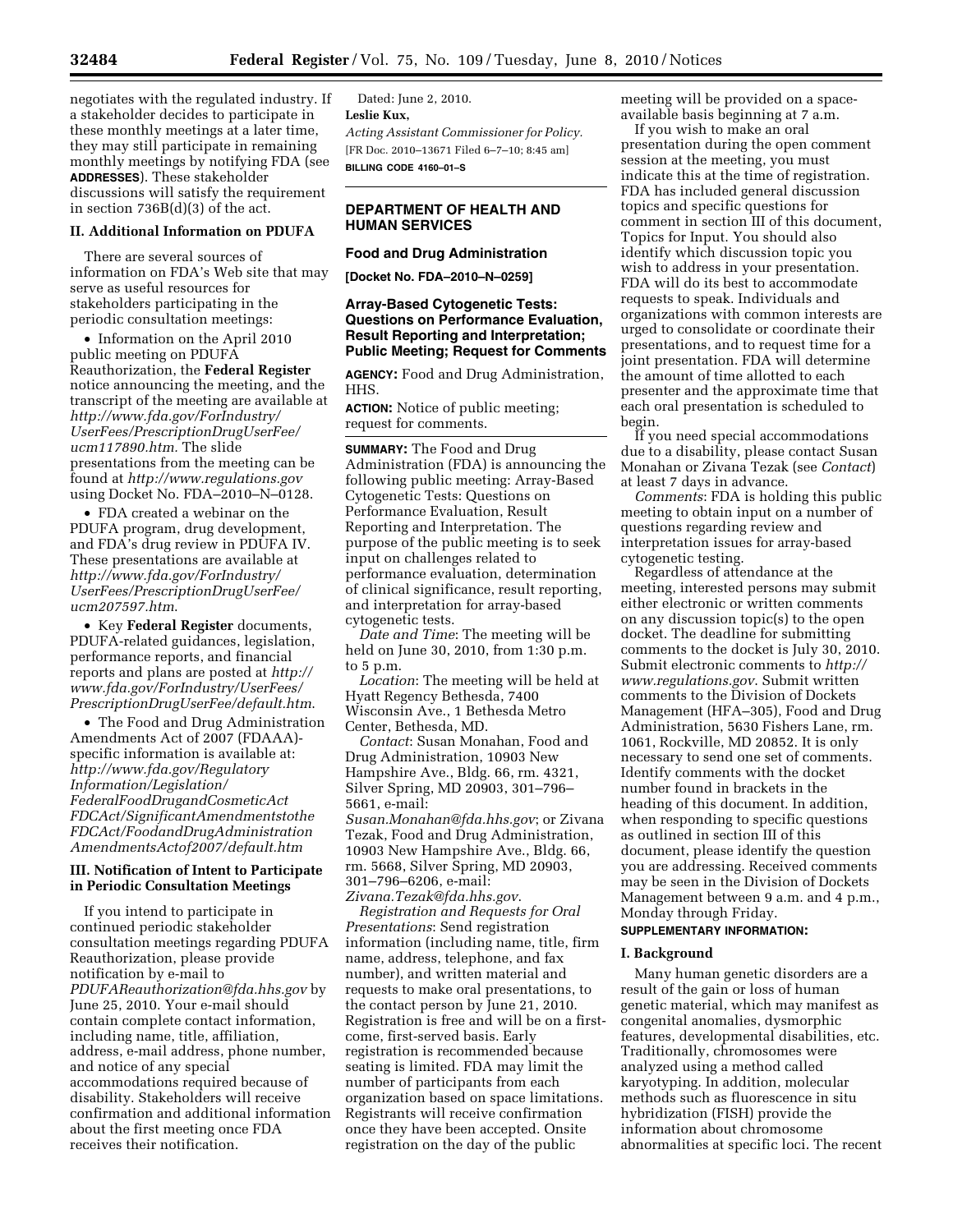negotiates with the regulated industry. If a stakeholder decides to participate in these monthly meetings at a later time, they may still participate in remaining monthly meetings by notifying FDA (see **ADDRESSES**). These stakeholder discussions will satisfy the requirement in section 736B(d)(3) of the act.

### II. Additional Information on PDUFA

There are several sources of information on FDA's Web site that may serve as useful resources for stakeholders participating in the periodic consultation meetings:

- Information on the April 2010 public meeting on PDUFA Reauthorization, the **Federal Register** notice announcing the meeting, and the transcript of the meeting are available at *http://www.fda.gov/ForIndustry/UserFees/PrescriptionDrugUserFee/ucm117890.htm.* The slide presentations from the meeting can be found at *http://www.regulations.gov* using Docket No. FDA–2010–N–0128.
- FDA created a webinar on the PDUFA program, drug development, and FDA's drug review in PDUFA IV. These presentations are available at *http://www.fda.gov/ForIndustry/UserFees/PrescriptionDrugUserFee/ucm207597.htm.*
- Key **Federal Register** documents, PDUFA-related guidances, legislation, performance reports, and financial reports and plans are posted at *http://www.fda.gov/ForIndustry/UserFees/PrescriptionDrugUserFee/default.htm*.
- The Food and Drug Administration Amendments Act of 2007 (FDAAA)-specific information is available at: *http://www.fda.gov/RegulatoryInformation/Legislation/FederalFoodDrugandCosmeticActFDCAct/SignificantAmendmentstotheFDCAct/FoodandDrugAdministrationAmendmentsActof2007/default.htm*

### III. Notification of Intent to Participate in Periodic Consultation Meetings

If you intend to participate in continued periodic stakeholder consultation meetings regarding PDUFA Reauthorization, please provide notification by e-mail to *PDUFAReauthorization@fda.hhs.gov* by June 25, 2010. Your e-mail should contain complete contact information, including name, title, affiliation, address, e-mail address, phone number, and notice of any special accommodations required because of disability. Stakeholders will receive confirmation and additional information about the first meeting once FDA receives their notification.

Dated: June 2, 2010.

**Leslie Kux,**

*Acting Assistant Commissioner for Policy.*

[FR Doc. 2010–13671 Filed 6–7–10; 8:45 am]

**BILLING CODE 4160–01–S**

## DEPARTMENT OF HEALTH AND HUMAN SERVICES

### Food and Drug Administration

**[Docket No. FDA–2010–N–0259]**

### Array-Based Cytogenetic Tests: Questions on Performance Evaluation, Result Reporting and Interpretation; Public Meeting; Request for Comments

**AGENCY:** Food and Drug Administration, HHS.

**ACTION:** Notice of public meeting; request for comments.

**SUMMARY:** The Food and Drug Administration (FDA) is announcing the following public meeting: Array-Based Cytogenetic Tests: Questions on Performance Evaluation, Result Reporting and Interpretation. The purpose of the public meeting is to seek input on challenges related to performance evaluation, determination of clinical significance, result reporting, and interpretation for array-based cytogenetic tests.

*Date and Time*: The meeting will be held on June 30, 2010, from 1:30 p.m. to 5 p.m.

*Location*: The meeting will be held at Hyatt Regency Bethesda, 7400 Wisconsin Ave., 1 Bethesda Metro Center, Bethesda, MD.

*Contact*: Susan Monahan, Food and Drug Administration, 10903 New Hampshire Ave., Bldg. 66, rm. 4321, Silver Spring, MD 20903, 301–796–5661, e-mail: *Susan.Monahan@fda.hhs.gov*; or Zivana Tezak, Food and Drug Administration, 10903 New Hampshire Ave., Bldg. 66, rm. 5668, Silver Spring, MD 20903, 301–796–6206, e-mail: *Zivana.Tezak@fda.hhs.gov*.

*Registration and Requests for Oral Presentations*: Send registration information (including name, title, firm name, address, telephone, and fax number), and written material and requests to make oral presentations, to the contact person by June 21, 2010. Registration is free and will be on a first-come, first-served basis. Early registration is recommended because seating is limited. FDA may limit the number of participants from each organization based on space limitations. Registrants will receive confirmation once they have been accepted. Onsite registration on the day of the public meeting will be provided on a space-available basis beginning at 7 a.m.

If you wish to make an oral presentation during the open comment session at the meeting, you must indicate this at the time of registration. FDA has included general discussion topics and specific questions for comment in section III of this document, Topics for Input. You should also identify which discussion topic you wish to address in your presentation. FDA will do its best to accommodate requests to speak. Individuals and organizations with common interests are urged to consolidate or coordinate their presentations, and to request time for a joint presentation. FDA will determine the amount of time allotted to each presenter and the approximate time that each oral presentation is scheduled to begin.

If you need special accommodations due to a disability, please contact Susan Monahan or Zivana Tezak (see *Contact*) at least 7 days in advance.

*Comments*: FDA is holding this public meeting to obtain input on a number of questions regarding review and interpretation issues for array-based cytogenetic testing.

Regardless of attendance at the meeting, interested persons may submit either electronic or written comments on any discussion topic(s) to the open docket. The deadline for submitting comments to the docket is July 30, 2010. Submit electronic comments to *http://www.regulations.gov*. Submit written comments to the Division of Dockets Management (HFA–305), Food and Drug Administration, 5630 Fishers Lane, rm. 1061, Rockville, MD 20852. It is only necessary to send one set of comments. Identify comments with the docket number found in brackets in the heading of this document. In addition, when responding to specific questions as outlined in section III of this document, please identify the question you are addressing. Received comments may be seen in the Division of Dockets Management between 9 a.m. and 4 p.m., Monday through Friday.

**SUPPLEMENTARY INFORMATION:**

### I. Background

Many human genetic disorders are a result of the gain or loss of human genetic material, which may manifest as congenital anomalies, dysmorphic features, developmental disabilities, etc. Traditionally, chromosomes were analyzed using a method called karyotyping. In addition, molecular methods such as fluorescence in situ hybridization (FISH) provide the information about chromosome abnormalities at specific loci. The recent